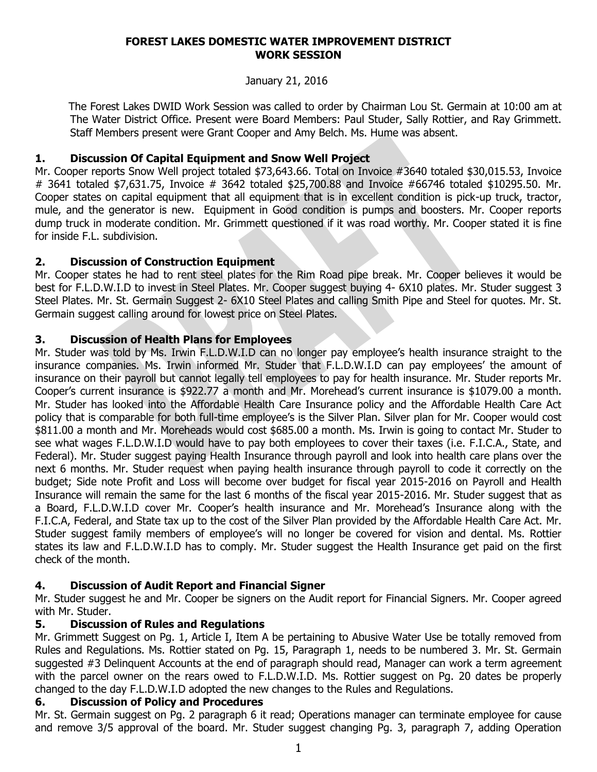**FOREST LAKES DOMESTIC WATER IMPROVEMENT DISTRICT**
**WORK SESSION**

January 21, 2016

The Forest Lakes DWID Work Session was called to order by Chairman Lou St. Germain at 10:00 am at The Water District Office. Present were Board Members: Paul Studer, Sally Rottier, and Ray Grimmett. Staff Members present were Grant Cooper and Amy Belch. Ms. Hume was absent.

## 1. Discussion Of Capital Equipment and Snow Well Project

Mr. Cooper reports Snow Well project totaled $73,643.66. Total on Invoice #3640 totaled $30,015.53, Invoice # 3641 totaled $7,631.75, Invoice # 3642 totaled $25,700.88 and Invoice #66746 totaled $10295.50. Mr. Cooper states on capital equipment that all equipment that is in excellent condition is pick-up truck, tractor, mule, and the generator is new. Equipment in Good condition is pumps and boosters. Mr. Cooper reports dump truck in moderate condition. Mr. Grimmett questioned if it was road worthy. Mr. Cooper stated it is fine for inside F.L. subdivision.

## 2. Discussion of Construction Equipment

Mr. Cooper states he had to rent steel plates for the Rim Road pipe break. Mr. Cooper believes it would be best for F.L.D.W.I.D to invest in Steel Plates. Mr. Cooper suggest buying 4- 6X10 plates. Mr. Studer suggest 3 Steel Plates. Mr. St. Germain Suggest 2- 6X10 Steel Plates and calling Smith Pipe and Steel for quotes. Mr. St. Germain suggest calling around for lowest price on Steel Plates.

## 3. Discussion of Health Plans for Employees

Mr. Studer was told by Ms. Irwin F.L.D.W.I.D can no longer pay employee's health insurance straight to the insurance companies. Ms. Irwin informed Mr. Studer that F.L.D.W.I.D can pay employees' the amount of insurance on their payroll but cannot legally tell employees to pay for health insurance. Mr. Studer reports Mr. Cooper's current insurance is $922.77 a month and Mr. Morehead's current insurance is $1079.00 a month. Mr. Studer has looked into the Affordable Health Care Insurance policy and the Affordable Health Care Act policy that is comparable for both full-time employee's is the Silver Plan. Silver plan for Mr. Cooper would cost $811.00 a month and Mr. Moreheads would cost $685.00 a month. Ms. Irwin is going to contact Mr. Studer to see what wages F.L.D.W.I.D would have to pay both employees to cover their taxes (i.e. F.I.C.A., State, and Federal). Mr. Studer suggest paying Health Insurance through payroll and look into health care plans over the next 6 months. Mr. Studer request when paying health insurance through payroll to code it correctly on the budget; Side note Profit and Loss will become over budget for fiscal year 2015-2016 on Payroll and Health Insurance will remain the same for the last 6 months of the fiscal year 2015-2016. Mr. Studer suggest that as a Board, F.L.D.W.I.D cover Mr. Cooper's health insurance and Mr. Morehead's Insurance along with the F.I.C.A, Federal, and State tax up to the cost of the Silver Plan provided by the Affordable Health Care Act. Mr. Studer suggest family members of employee's will no longer be covered for vision and dental. Ms. Rottier states its law and F.L.D.W.I.D has to comply. Mr. Studer suggest the Health Insurance get paid on the first check of the month.

## 4. Discussion of Audit Report and Financial Signer

Mr. Studer suggest he and Mr. Cooper be signers on the Audit report for Financial Signers. Mr. Cooper agreed with Mr. Studer.

## 5. Discussion of Rules and Regulations

Mr. Grimmett Suggest on Pg. 1, Article I, Item A be pertaining to Abusive Water Use be totally removed from Rules and Regulations. Ms. Rottier stated on Pg. 15, Paragraph 1, needs to be numbered 3. Mr. St. Germain suggested #3 Delinquent Accounts at the end of paragraph should read, Manager can work a term agreement with the parcel owner on the rears owed to F.L.D.W.I.D. Ms. Rottier suggest on Pg. 20 dates be properly changed to the day F.L.D.W.I.D adopted the new changes to the Rules and Regulations.

## 6. Discussion of Policy and Procedures

Mr. St. Germain suggest on Pg. 2 paragraph 6 it read; Operations manager can terminate employee for cause and remove 3/5 approval of the board. Mr. Studer suggest changing Pg. 3, paragraph 7, adding Operation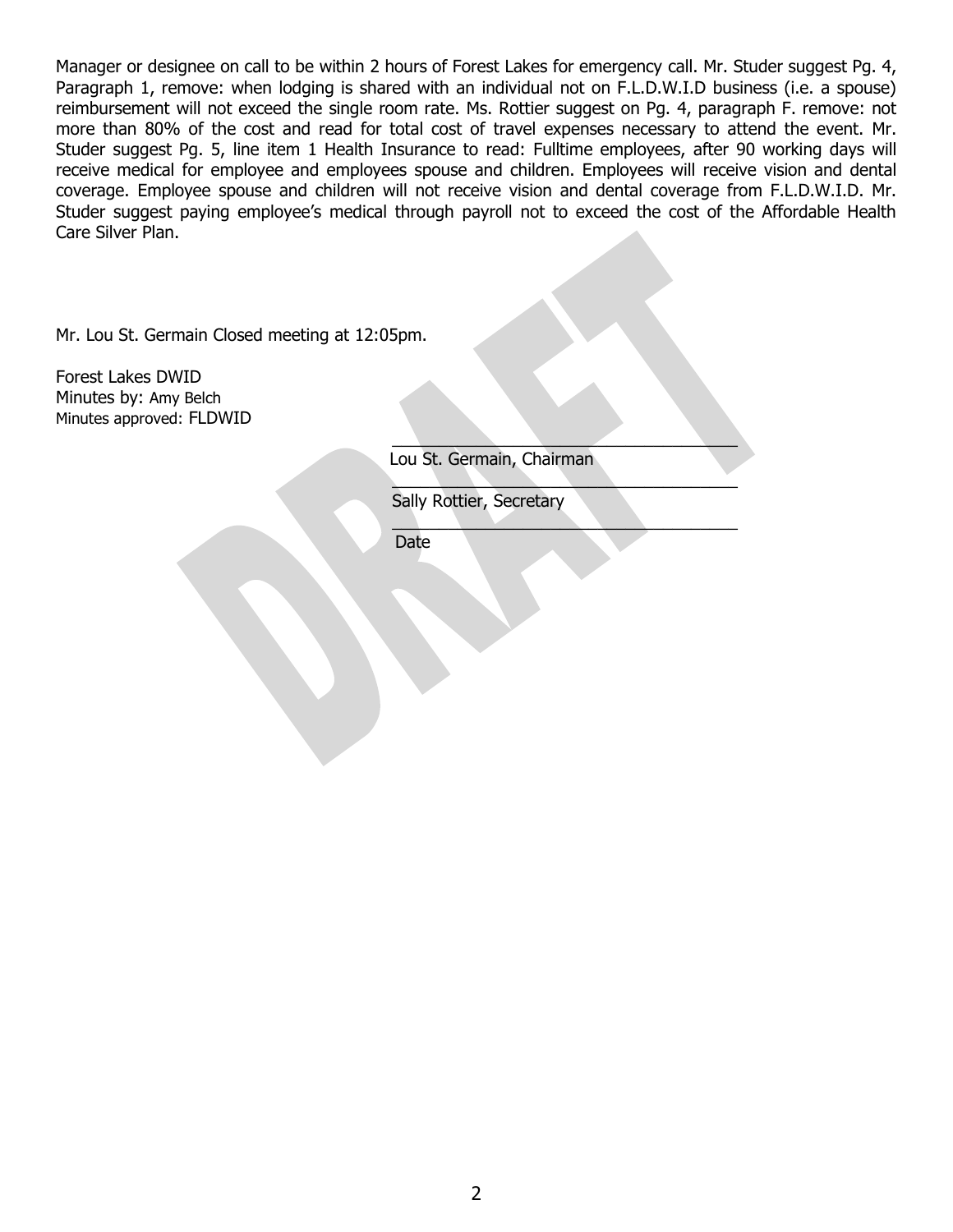Manager or designee on call to be within 2 hours of Forest Lakes for emergency call. Mr. Studer suggest Pg. 4, Paragraph 1, remove: when lodging is shared with an individual not on F.L.D.W.I.D business (i.e. a spouse) reimbursement will not exceed the single room rate. Ms. Rottier suggest on Pg. 4, paragraph F. remove: not more than 80% of the cost and read for total cost of travel expenses necessary to attend the event. Mr. Studer suggest Pg. 5, line item 1 Health Insurance to read: Fulltime employees, after 90 working days will receive medical for employee and employees spouse and children. Employees will receive vision and dental coverage. Employee spouse and children will not receive vision and dental coverage from F.L.D.W.I.D. Mr. Studer suggest paying employee's medical through payroll not to exceed the cost of the Affordable Health Care Silver Plan.

Mr. Lou St. Germain Closed meeting at 12:05pm.

Forest Lakes DWID
Minutes by: Amy Belch
Minutes approved: FLDWID

\_\_\_\_\_\_\_\_\_\_\_\_\_\_\_\_\_\_\_\_\_\_\_\_\_\_\_\_\_\_\_\_\_\_\_\_\_\_
Lou St. Germain, Chairman

\_\_\_\_\_\_\_\_\_\_\_\_\_\_\_\_\_\_\_\_\_\_\_\_\_\_\_\_\_\_\_\_\_\_\_\_\_\_
Sally Rottier, Secretary

\_\_\_\_\_\_\_\_\_\_\_\_\_\_\_\_\_\_\_\_\_\_\_\_\_\_\_\_\_\_\_\_\_\_\_\_\_\_
Date

DRAFT